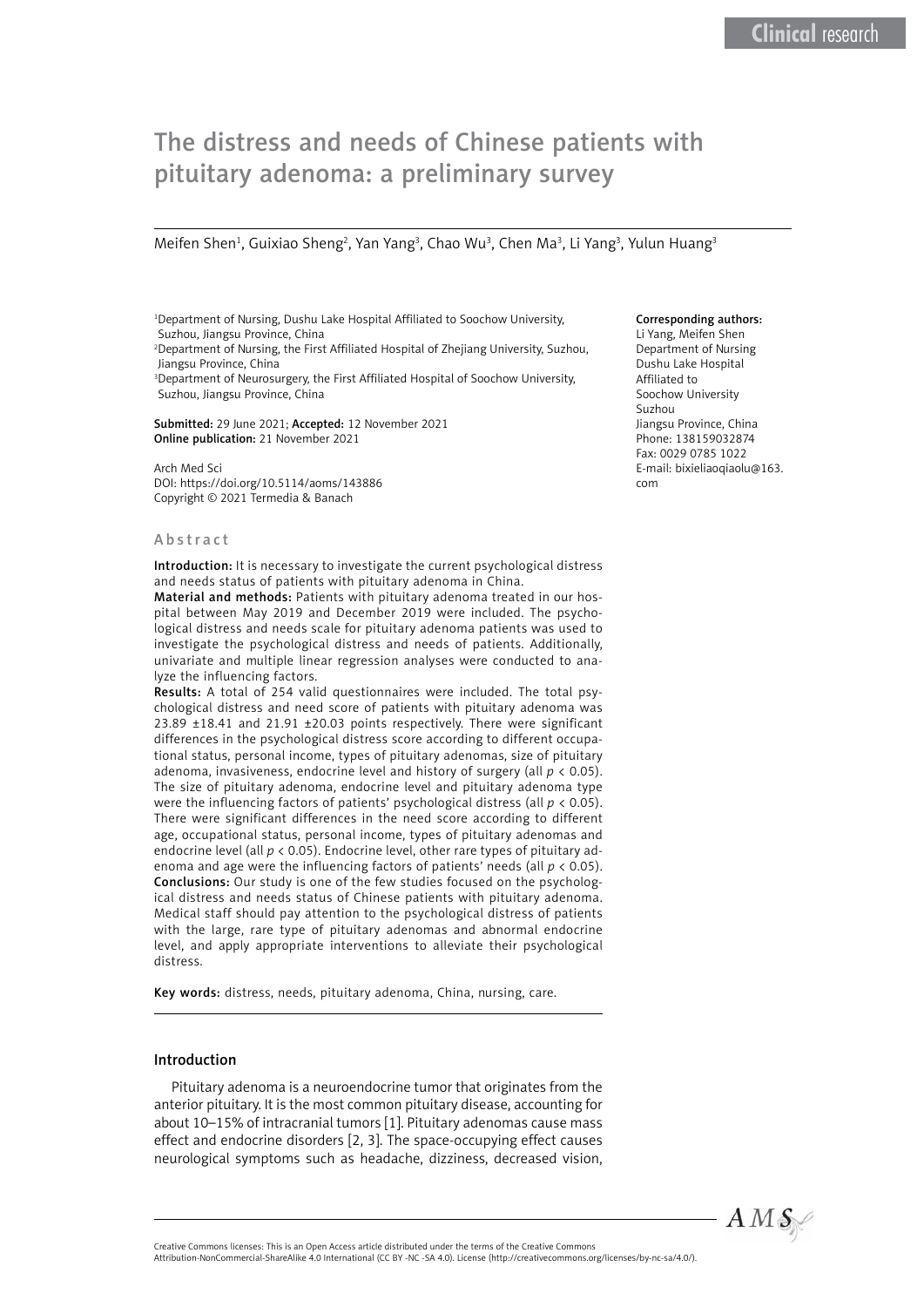Clinical research

# The distress and needs of Chinese patients with pituitary adenoma: a preliminary survey

Meifen Shen[1], Guixiao Sheng[2], Yan Yang[3], Chao Wu[3], Chen Ma[3], Li Yang[3], Yulun Huang[3]

[1]Department of Nursing, Dushu Lake Hospital Affiliated to Soochow University, Suzhou, Jiangsu Province, China
[2]Department of Nursing, the First Affiliated Hospital of Zhejiang University, Suzhou, Jiangsu Province, China
[3]Department of Neurosurgery, the First Affiliated Hospital of Soochow University, Suzhou, Jiangsu Province, China

**Submitted:** 29 June 2021; **Accepted:** 12 November 2021
**Online publication:** 21 November 2021

Arch Med Sci
DOI: https://doi.org/10.5114/aoms/143886
Copyright © 2021 Termedia & Banach

**Corresponding authors:**
Li Yang, Meifen Shen
Department of Nursing
Dushu Lake Hospital
Affiliated to
Soochow University
Suzhou
Jiangsu Province, China
Phone: 138159032874
Fax: 0029 0785 1022
E-mail: bixieliaoqiaolu@163.com

## Abstract

**Introduction:** It is necessary to investigate the current psychological distress and needs status of patients with pituitary adenoma in China.

**Material and methods:** Patients with pituitary adenoma treated in our hospital between May 2019 and December 2019 were included. The psychological distress and needs scale for pituitary adenoma patients was used to investigate the psychological distress and needs of patients. Additionally, univariate and multiple linear regression analyses were conducted to analyze the influencing factors.

**Results:** A total of 254 valid questionnaires were included. The total psychological distress and need score of patients with pituitary adenoma was 23.89 ±18.41 and 21.91 ±20.03 points respectively. There were significant differences in the psychological distress score according to different occupational status, personal income, types of pituitary adenomas, size of pituitary adenoma, invasiveness, endocrine level and history of surgery (all $p < 0.05$). The size of pituitary adenoma, endocrine level and pituitary adenoma type were the influencing factors of patients' psychological distress (all $p < 0.05$). There were significant differences in the need score according to different age, occupational status, personal income, types of pituitary adenomas and endocrine level (all $p < 0.05$). Endocrine level, other rare types of pituitary adenoma and age were the influencing factors of patients' needs (all $p < 0.05$).

**Conclusions:** Our study is one of the few studies focused on the psychological distress and needs status of Chinese patients with pituitary adenoma. Medical staff should pay attention to the psychological distress of patients with the large, rare type of pituitary adenomas and abnormal endocrine level, and apply appropriate interventions to alleviate their psychological distress.

**Key words:** distress, needs, pituitary adenoma, China, nursing, care.

## Introduction

Pituitary adenoma is a neuroendocrine tumor that originates from the anterior pituitary. It is the most common pituitary disease, accounting for about 10–15% of intracranial tumors [1]. Pituitary adenomas cause mass effect and endocrine disorders [2, 3]. The space-occupying effect causes neurological symptoms such as headache, dizziness, decreased vision,

Creative Commons licenses: This is an Open Access article distributed under the terms of the Creative Commons Attribution-NonCommercial-ShareAlike 4.0 International (CC BY -NC -SA 4.0). License (http://creativecommons.org/licenses/by-nc-sa/4.0/).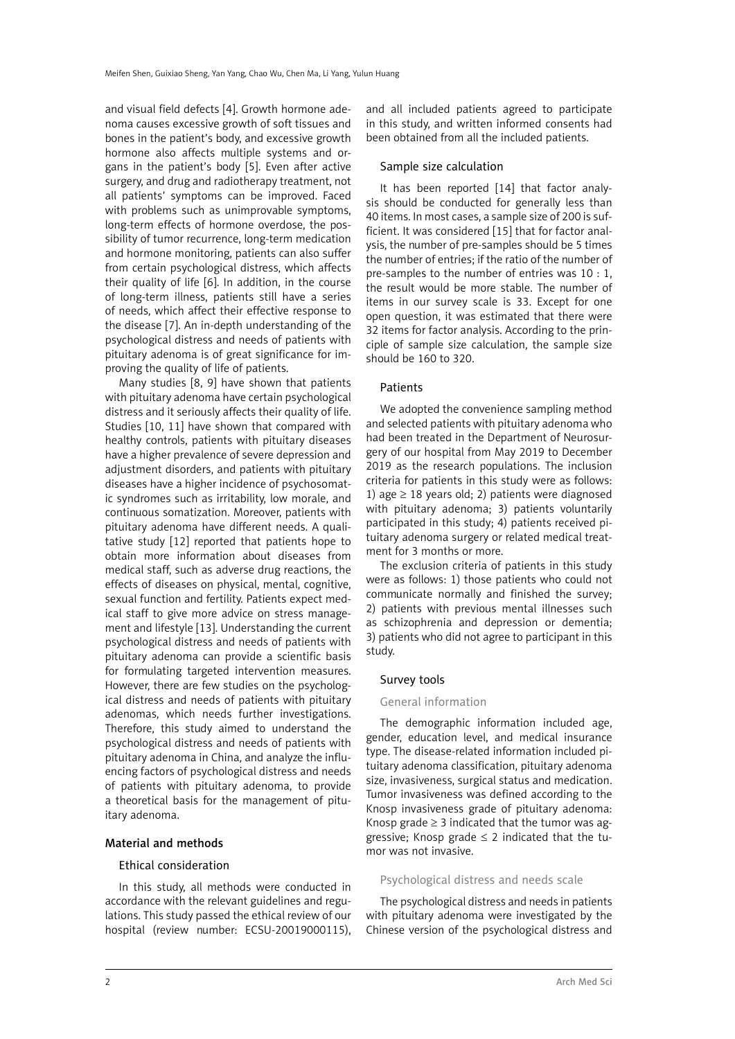and visual field defects [4]. Growth hormone adenoma causes excessive growth of soft tissues and bones in the patient's body, and excessive growth hormone also affects multiple systems and organs in the patient's body [5]. Even after active surgery, and drug and radiotherapy treatment, not all patients' symptoms can be improved. Faced with problems such as unimprovable symptoms, long-term effects of hormone overdose, the possibility of tumor recurrence, long-term medication and hormone monitoring, patients can also suffer from certain psychological distress, which affects their quality of life [6]. In addition, in the course of long-term illness, patients still have a series of needs, which affect their effective response to the disease [7]. An in-depth understanding of the psychological distress and needs of patients with pituitary adenoma is of great significance for improving the quality of life of patients.

Many studies [8, 9] have shown that patients with pituitary adenoma have certain psychological distress and it seriously affects their quality of life. Studies [10, 11] have shown that compared with healthy controls, patients with pituitary diseases have a higher prevalence of severe depression and adjustment disorders, and patients with pituitary diseases have a higher incidence of psychosomatic syndromes such as irritability, low morale, and continuous somatization. Moreover, patients with pituitary adenoma have different needs. A qualitative study [12] reported that patients hope to obtain more information about diseases from medical staff, such as adverse drug reactions, the effects of diseases on physical, mental, cognitive, sexual function and fertility. Patients expect medical staff to give more advice on stress management and lifestyle [13]. Understanding the current psychological distress and needs of patients with pituitary adenoma can provide a scientific basis for formulating targeted intervention measures. However, there are few studies on the psychological distress and needs of patients with pituitary adenomas, which needs further investigations. Therefore, this study aimed to understand the psychological distress and needs of patients with pituitary adenoma in China, and analyze the influencing factors of psychological distress and needs of patients with pituitary adenoma, to provide a theoretical basis for the management of pituitary adenoma.

## Material and methods

### Ethical consideration

In this study, all methods were conducted in accordance with the relevant guidelines and regulations. This study passed the ethical review of our hospital (review number: ECSU-20019000115), and all included patients agreed to participate in this study, and written informed consents had been obtained from all the included patients.

### Sample size calculation

It has been reported [14] that factor analysis should be conducted for generally less than 40 items. In most cases, a sample size of 200 is sufficient. It was considered [15] that for factor analysis, the number of pre-samples should be 5 times the number of entries; if the ratio of the number of pre-samples to the number of entries was 10 : 1, the result would be more stable. The number of items in our survey scale is 33. Except for one open question, it was estimated that there were 32 items for factor analysis. According to the principle of sample size calculation, the sample size should be 160 to 320.

### Patients

We adopted the convenience sampling method and selected patients with pituitary adenoma who had been treated in the Department of Neurosurgery of our hospital from May 2019 to December 2019 as the research populations. The inclusion criteria for patients in this study were as follows: 1) age ≥ 18 years old; 2) patients were diagnosed with pituitary adenoma; 3) patients voluntarily participated in this study; 4) patients received pituitary adenoma surgery or related medical treatment for 3 months or more.

The exclusion criteria of patients in this study were as follows: 1) those patients who could not communicate normally and finished the survey; 2) patients with previous mental illnesses such as schizophrenia and depression or dementia; 3) patients who did not agree to participant in this study.

### Survey tools

#### General information

The demographic information included age, gender, education level, and medical insurance type. The disease-related information included pituitary adenoma classification, pituitary adenoma size, invasiveness, surgical status and medication. Tumor invasiveness was defined according to the Knosp invasiveness grade of pituitary adenoma: Knosp grade ≥ 3 indicated that the tumor was aggressive; Knosp grade ≤ 2 indicated that the tumor was not invasive.

#### Psychological distress and needs scale

The psychological distress and needs in patients with pituitary adenoma were investigated by the Chinese version of the psychological distress and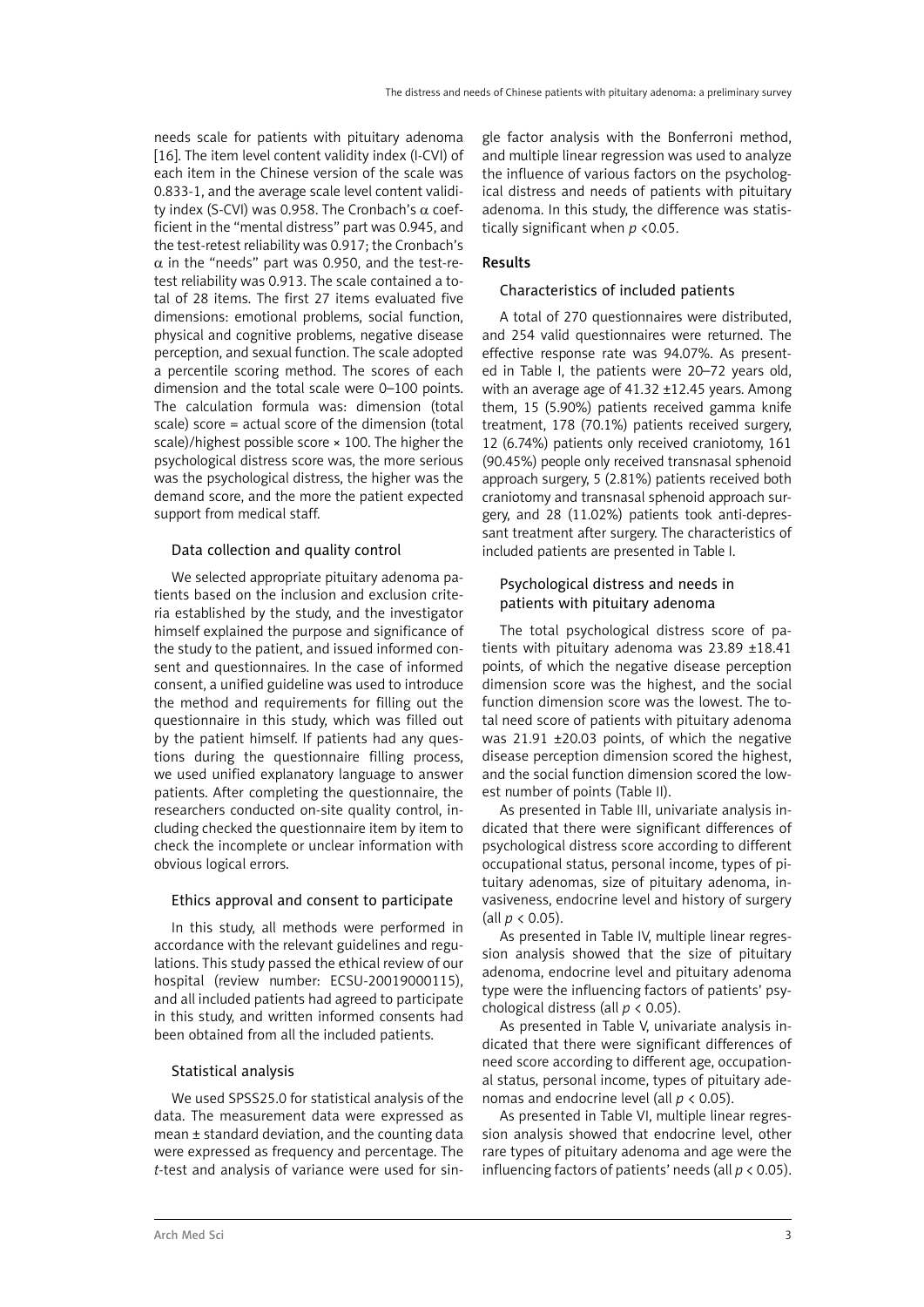needs scale for patients with pituitary adenoma [16]. The item level content validity index (I-CVI) of each item in the Chinese version of the scale was 0.833-1, and the average scale level content validity index (S-CVI) was 0.958. The Cronbach's $\alpha$ coefficient in the "mental distress" part was 0.945, and the test-retest reliability was 0.917; the Cronbach's $\alpha$ in the "needs" part was 0.950, and the test-retest reliability was 0.913. The scale contained a total of 28 items. The first 27 items evaluated five dimensions: emotional problems, social function, physical and cognitive problems, negative disease perception, and sexual function. The scale adopted a percentile scoring method. The scores of each dimension and the total scale were 0–100 points. The calculation formula was: dimension (total scale) score = actual score of the dimension (total scale)/highest possible score × 100. The higher the psychological distress score was, the more serious was the psychological distress, the higher was the demand score, and the more the patient expected support from medical staff.

### Data collection and quality control

We selected appropriate pituitary adenoma patients based on the inclusion and exclusion criteria established by the study, and the investigator himself explained the purpose and significance of the study to the patient, and issued informed consent and questionnaires. In the case of informed consent, a unified guideline was used to introduce the method and requirements for filling out the questionnaire in this study, which was filled out by the patient himself. If patients had any questions during the questionnaire filling process, we used unified explanatory language to answer patients. After completing the questionnaire, the researchers conducted on-site quality control, including checked the questionnaire item by item to check the incomplete or unclear information with obvious logical errors.

### Ethics approval and consent to participate

In this study, all methods were performed in accordance with the relevant guidelines and regulations. This study passed the ethical review of our hospital (review number: ECSU-20019000115), and all included patients had agreed to participate in this study, and written informed consents had been obtained from all the included patients.

### Statistical analysis

We used SPSS25.0 for statistical analysis of the data. The measurement data were expressed as mean ± standard deviation, and the counting data were expressed as frequency and percentage. The *t*-test and analysis of variance were used for single factor analysis with the Bonferroni method, and multiple linear regression was used to analyze the influence of various factors on the psychological distress and needs of patients with pituitary adenoma. In this study, the difference was statistically significant when $p < 0.05$.

## Results

### Characteristics of included patients

A total of 270 questionnaires were distributed, and 254 valid questionnaires were returned. The effective response rate was 94.07%. As presented in Table I, the patients were 20–72 years old, with an average age of 41.32 ±12.45 years. Among them, 15 (5.90%) patients received gamma knife treatment, 178 (70.1%) patients received surgery, 12 (6.74%) patients only received craniotomy, 161 (90.45%) people only received transnasal sphenoid approach surgery, 5 (2.81%) patients received both craniotomy and transnasal sphenoid approach surgery, and 28 (11.02%) patients took anti-depressant treatment after surgery. The characteristics of included patients are presented in Table I.

### Psychological distress and needs in patients with pituitary adenoma

The total psychological distress score of patients with pituitary adenoma was 23.89 ±18.41 points, of which the negative disease perception dimension score was the highest, and the social function dimension score was the lowest. The total need score of patients with pituitary adenoma was 21.91 ±20.03 points, of which the negative disease perception dimension scored the highest, and the social function dimension scored the lowest number of points (Table II).

As presented in Table III, univariate analysis indicated that there were significant differences of psychological distress score according to different occupational status, personal income, types of pituitary adenomas, size of pituitary adenoma, invasiveness, endocrine level and history of surgery (all $p < 0.05$).

As presented in Table IV, multiple linear regression analysis showed that the size of pituitary adenoma, endocrine level and pituitary adenoma type were the influencing factors of patients' psychological distress (all $p < 0.05$).

As presented in Table V, univariate analysis indicated that there were significant differences of need score according to different age, occupational status, personal income, types of pituitary adenomas and endocrine level (all $p < 0.05$).

As presented in Table VI, multiple linear regression analysis showed that endocrine level, other rare types of pituitary adenoma and age were the influencing factors of patients' needs (all $p < 0.05$).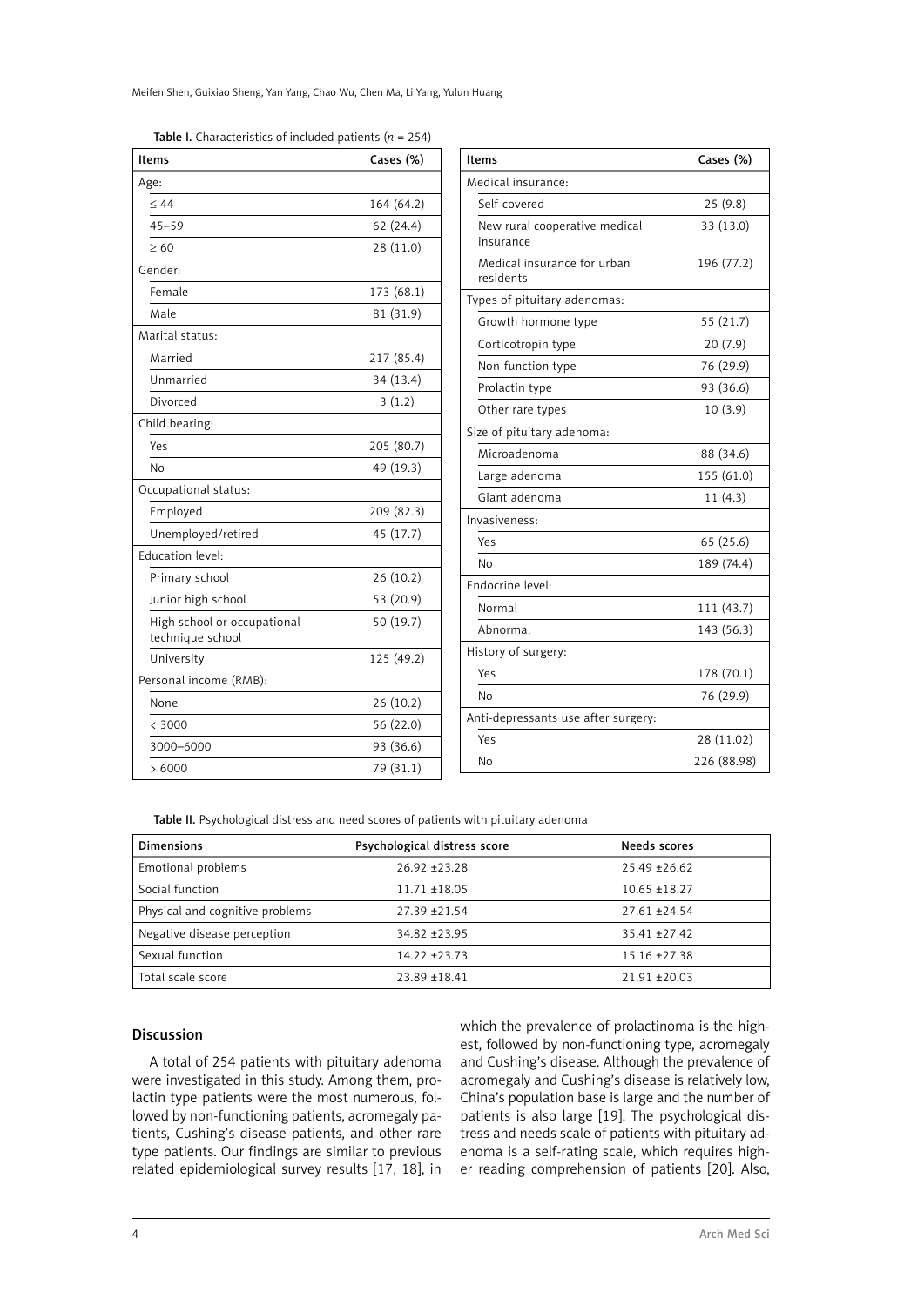**Table I.** Characteristics of included patients ($n$ = 254)

| Items | Cases (%) |
|---|---|
| Age: | |
| ≤ 44 | 164 (64.2) |
| 45–59 | 62 (24.4) |
| ≥ 60 | 28 (11.0) |
| Gender: | |
| Female | 173 (68.1) |
| Male | 81 (31.9) |
| Marital status: | |
| Married | 217 (85.4) |
| Unmarried | 34 (13.4) |
| Divorced | 3 (1.2) |
| Child bearing: | |
| Yes | 205 (80.7) |
| No | 49 (19.3) |
| Occupational status: | |
| Employed | 209 (82.3) |
| Unemployed/retired | 45 (17.7) |
| Education level: | |
| Primary school | 26 (10.2) |
| Junior high school | 53 (20.9) |
| High school or occupational technique school | 50 (19.7) |
| University | 125 (49.2) |
| Personal income (RMB): | |
| None | 26 (10.2) |
| < 3000 | 56 (22.0) |
| 3000–6000 | 93 (36.6) |
| > 6000 | 79 (31.1) |
| Medical insurance: | |
| Self-covered | 25 (9.8) |
| New rural cooperative medical insurance | 33 (13.0) |
| Medical insurance for urban residents | 196 (77.2) |
| Types of pituitary adenomas: | |
| Growth hormone type | 55 (21.7) |
| Corticotropin type | 20 (7.9) |
| Non-function type | 76 (29.9) |
| Prolactin type | 93 (36.6) |
| Other rare types | 10 (3.9) |
| Size of pituitary adenoma: | |
| Microadenoma | 88 (34.6) |
| Large adenoma | 155 (61.0) |
| Giant adenoma | 11 (4.3) |
| Invasiveness: | |
| Yes | 65 (25.6) |
| No | 189 (74.4) |
| Endocrine level: | |
| Normal | 111 (43.7) |
| Abnormal | 143 (56.3) |
| History of surgery: | |
| Yes | 178 (70.1) |
| No | 76 (29.9) |
| Anti-depressants use after surgery: | |
| Yes | 28 (11.02) |
| No | 226 (88.98) |

**Table II.** Psychological distress and need scores of patients with pituitary adenoma

| Dimensions | Psychological distress score | Needs scores |
|---|---|---|
| Emotional problems | 26.92 ±23.28 | 25.49 ±26.62 |
| Social function | 11.71 ±18.05 | 10.65 ±18.27 |
| Physical and cognitive problems | 27.39 ±21.54 | 27.61 ±24.54 |
| Negative disease perception | 34.82 ±23.95 | 35.41 ±27.42 |
| Sexual function | 14.22 ±23.73 | 15.16 ±27.38 |
| Total scale score | 23.89 ±18.41 | 21.91 ±20.03 |

## Discussion

A total of 254 patients with pituitary adenoma were investigated in this study. Among them, prolactin type patients were the most numerous, followed by non-functioning patients, acromegaly patients, Cushing's disease patients, and other rare type patients. Our findings are similar to previous related epidemiological survey results [17, 18], in which the prevalence of prolactinoma is the highest, followed by non-functioning type, acromegaly and Cushing's disease. Although the prevalence of acromegaly and Cushing's disease is relatively low, China's population base is large and the number of patients is also large [19]. The psychological distress and needs scale of patients with pituitary adenoma is a self-rating scale, which requires higher reading comprehension of patients [20]. Also,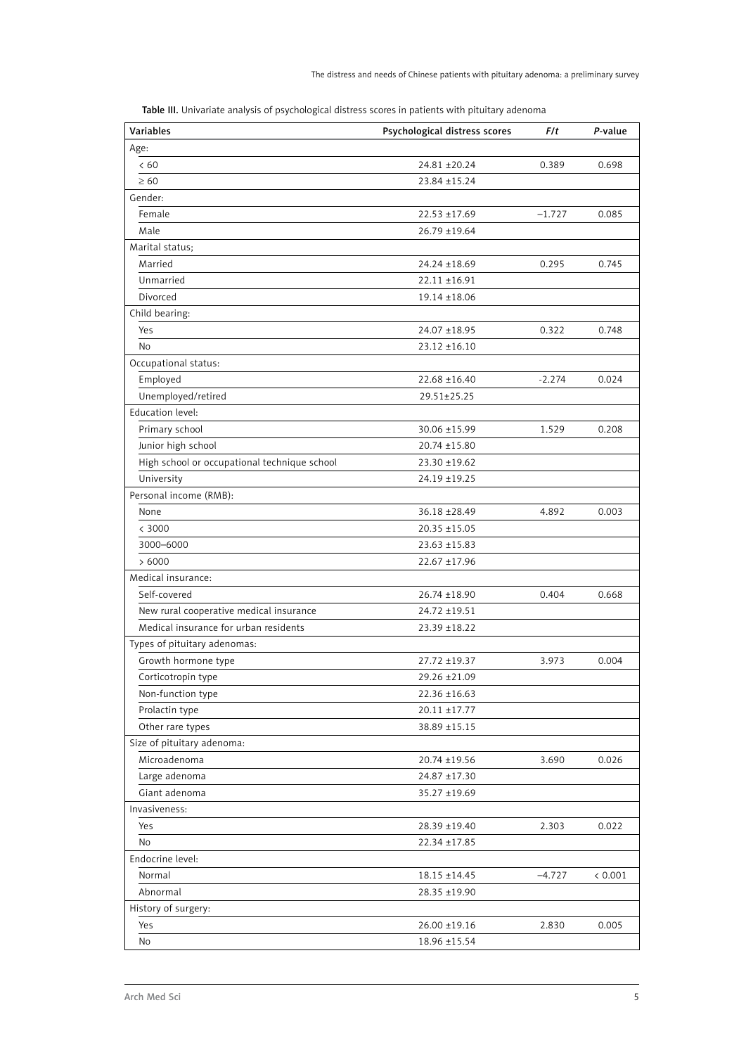**Table III.** Univariate analysis of psychological distress scores in patients with pituitary adenoma

| Variables | Psychological distress scores | *F/t* | *P*-value |
|---|---|---|---|
| Age: | | | |
| < 60 | 24.81 ±20.24 | 0.389 | 0.698 |
| ≥ 60 | 23.84 ±15.24 | | |
| Gender: | | | |
| Female | 22.53 ±17.69 | –1.727 | 0.085 |
| Male | 26.79 ±19.64 | | |
| Marital status; | | | |
| Married | 24.24 ±18.69 | 0.295 | 0.745 |
| Unmarried | 22.11 ±16.91 | | |
| Divorced | 19.14 ±18.06 | | |
| Child bearing: | | | |
| Yes | 24.07 ±18.95 | 0.322 | 0.748 |
| No | 23.12 ±16.10 | | |
| Occupational status: | | | |
| Employed | 22.68 ±16.40 | -2.274 | 0.024 |
| Unemployed/retired | 29.51±25.25 | | |
| Education level: | | | |
| Primary school | 30.06 ±15.99 | 1.529 | 0.208 |
| Junior high school | 20.74 ±15.80 | | |
| High school or occupational technique school | 23.30 ±19.62 | | |
| University | 24.19 ±19.25 | | |
| Personal income (RMB): | | | |
| None | 36.18 ±28.49 | 4.892 | 0.003 |
| < 3000 | 20.35 ±15.05 | | |
| 3000–6000 | 23.63 ±15.83 | | |
| > 6000 | 22.67 ±17.96 | | |
| Medical insurance: | | | |
| Self-covered | 26.74 ±18.90 | 0.404 | 0.668 |
| New rural cooperative medical insurance | 24.72 ±19.51 | | |
| Medical insurance for urban residents | 23.39 ±18.22 | | |
| Types of pituitary adenomas: | | | |
| Growth hormone type | 27.72 ±19.37 | 3.973 | 0.004 |
| Corticotropin type | 29.26 ±21.09 | | |
| Non-function type | 22.36 ±16.63 | | |
| Prolactin type | 20.11 ±17.77 | | |
| Other rare types | 38.89 ±15.15 | | |
| Size of pituitary adenoma: | | | |
| Microadenoma | 20.74 ±19.56 | 3.690 | 0.026 |
| Large adenoma | 24.87 ±17.30 | | |
| Giant adenoma | 35.27 ±19.69 | | |
| Invasiveness: | | | |
| Yes | 28.39 ±19.40 | 2.303 | 0.022 |
| No | 22.34 ±17.85 | | |
| Endocrine level: | | | |
| Normal | 18.15 ±14.45 | –4.727 | < 0.001 |
| Abnormal | 28.35 ±19.90 | | |
| History of surgery: | | | |
| Yes | 26.00 ±19.16 | 2.830 | 0.005 |
| No | 18.96 ±15.54 | | |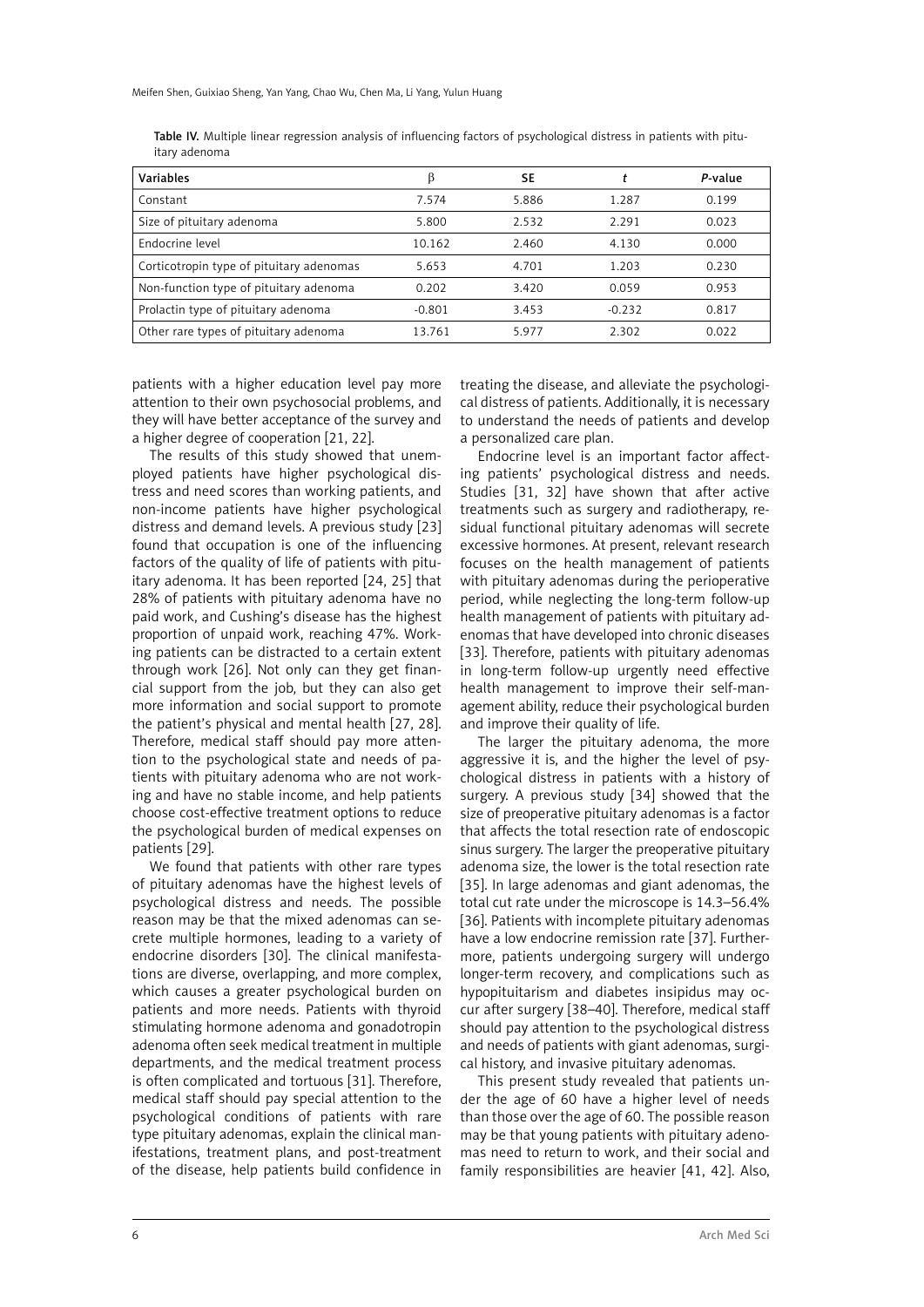Table IV. Multiple linear regression analysis of influencing factors of psychological distress in patients with pituitary adenoma

| Variables | β | SE | *t* | *P*-value |
|---|---|---|---|---|
| Constant | 7.574 | 5.886 | 1.287 | 0.199 |
| Size of pituitary adenoma | 5.800 | 2.532 | 2.291 | 0.023 |
| Endocrine level | 10.162 | 2.460 | 4.130 | 0.000 |
| Corticotropin type of pituitary adenomas | 5.653 | 4.701 | 1.203 | 0.230 |
| Non-function type of pituitary adenoma | 0.202 | 3.420 | 0.059 | 0.953 |
| Prolactin type of pituitary adenoma | -0.801 | 3.453 | -0.232 | 0.817 |
| Other rare types of pituitary adenoma | 13.761 | 5.977 | 2.302 | 0.022 |

patients with a higher education level pay more attention to their own psychosocial problems, and they will have better acceptance of the survey and a higher degree of cooperation [21, 22].

The results of this study showed that unemployed patients have higher psychological distress and need scores than working patients, and non-income patients have higher psychological distress and demand levels. A previous study [23] found that occupation is one of the influencing factors of the quality of life of patients with pituitary adenoma. It has been reported [24, 25] that 28% of patients with pituitary adenoma have no paid work, and Cushing's disease has the highest proportion of unpaid work, reaching 47%. Working patients can be distracted to a certain extent through work [26]. Not only can they get financial support from the job, but they can also get more information and social support to promote the patient's physical and mental health [27, 28]. Therefore, medical staff should pay more attention to the psychological state and needs of patients with pituitary adenoma who are not working and have no stable income, and help patients choose cost-effective treatment options to reduce the psychological burden of medical expenses on patients [29].

We found that patients with other rare types of pituitary adenomas have the highest levels of psychological distress and needs. The possible reason may be that the mixed adenomas can secrete multiple hormones, leading to a variety of endocrine disorders [30]. The clinical manifestations are diverse, overlapping, and more complex, which causes a greater psychological burden on patients and more needs. Patients with thyroid stimulating hormone adenoma and gonadotropin adenoma often seek medical treatment in multiple departments, and the medical treatment process is often complicated and tortuous [31]. Therefore, medical staff should pay special attention to the psychological conditions of patients with rare type pituitary adenomas, explain the clinical manifestations, treatment plans, and post-treatment of the disease, help patients build confidence in treating the disease, and alleviate the psychological distress of patients. Additionally, it is necessary to understand the needs of patients and develop a personalized care plan.

Endocrine level is an important factor affecting patients' psychological distress and needs. Studies [31, 32] have shown that after active treatments such as surgery and radiotherapy, residual functional pituitary adenomas will secrete excessive hormones. At present, relevant research focuses on the health management of patients with pituitary adenomas during the perioperative period, while neglecting the long-term follow-up health management of patients with pituitary adenomas that have developed into chronic diseases [33]. Therefore, patients with pituitary adenomas in long-term follow-up urgently need effective health management to improve their self-management ability, reduce their psychological burden and improve their quality of life.

The larger the pituitary adenoma, the more aggressive it is, and the higher the level of psychological distress in patients with a history of surgery. A previous study [34] showed that the size of preoperative pituitary adenomas is a factor that affects the total resection rate of endoscopic sinus surgery. The larger the preoperative pituitary adenoma size, the lower is the total resection rate [35]. In large adenomas and giant adenomas, the total cut rate under the microscope is 14.3–56.4% [36]. Patients with incomplete pituitary adenomas have a low endocrine remission rate [37]. Furthermore, patients undergoing surgery will undergo longer-term recovery, and complications such as hypopituitarism and diabetes insipidus may occur after surgery [38–40]. Therefore, medical staff should pay attention to the psychological distress and needs of patients with giant adenomas, surgical history, and invasive pituitary adenomas.

This present study revealed that patients under the age of 60 have a higher level of needs than those over the age of 60. The possible reason may be that young patients with pituitary adenomas need to return to work, and their social and family responsibilities are heavier [41, 42]. Also,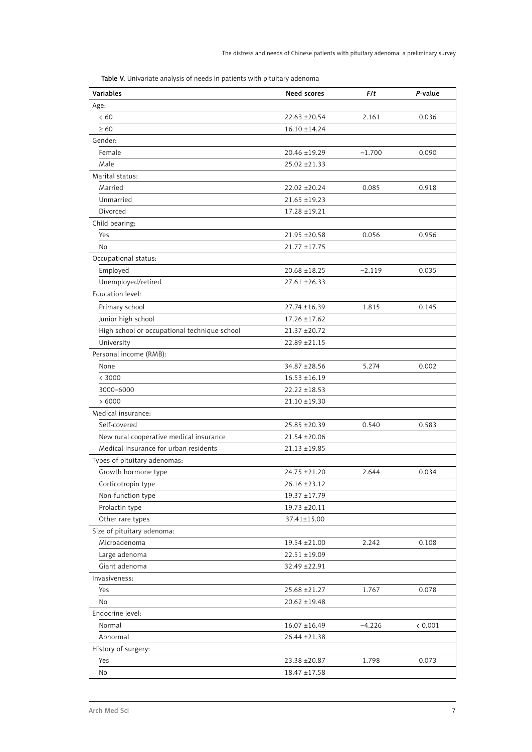**Table V.** Univariate analysis of needs in patients with pituitary adenoma

| Variables | Need scores | *F*/*t* | *P*-value |
|---|---|---|---|
| Age: | | | |
| < 60 | 22.63 ±20.54 | 2.161 | 0.036 |
| ≥ 60 | 16.10 ±14.24 | | |
| Gender: | | | |
| Female | 20.46 ±19.29 | –1.700 | 0.090 |
| Male | 25.02 ±21.33 | | |
| Marital status: | | | |
| Married | 22.02 ±20.24 | 0.085 | 0.918 |
| Unmarried | 21.65 ±19.23 | | |
| Divorced | 17.28 ±19.21 | | |
| Child bearing: | | | |
| Yes | 21.95 ±20.58 | 0.056 | 0.956 |
| No | 21.77 ±17.75 | | |
| Occupational status: | | | |
| Employed | 20.68 ±18.25 | –2.119 | 0.035 |
| Unemployed/retired | 27.61 ±26.33 | | |
| Education level: | | | |
| Primary school | 27.74 ±16.39 | 1.815 | 0.145 |
| Junior high school | 17.26 ±17.62 | | |
| High school or occupational technique school | 21.37 ±20.72 | | |
| University | 22.89 ±21.15 | | |
| Personal income (RMB): | | | |
| None | 34.87 ±28.56 | 5.274 | 0.002 |
| < 3000 | 16.53 ±16.19 | | |
| 3000–6000 | 22.22 ±18.53 | | |
| > 6000 | 21.10 ±19.30 | | |
| Medical insurance: | | | |
| Self-covered | 25.85 ±20.39 | 0.540 | 0.583 |
| New rural cooperative medical insurance | 21.54 ±20.06 | | |
| Medical insurance for urban residents | 21.13 ±19.85 | | |
| Types of pituitary adenomas: | | | |
| Growth hormone type | 24.75 ±21.20 | 2.644 | 0.034 |
| Corticotropin type | 26.16 ±23.12 | | |
| Non-function type | 19.37 ±17.79 | | |
| Prolactin type | 19.73 ±20.11 | | |
| Other rare types | 37.41±15.00 | | |
| Size of pituitary adenoma: | | | |
| Microadenoma | 19.54 ±21.00 | 2.242 | 0.108 |
| Large adenoma | 22.51 ±19.09 | | |
| Giant adenoma | 32.49 ±22.91 | | |
| Invasiveness: | | | |
| Yes | 25.68 ±21.27 | 1.767 | 0.078 |
| No | 20.62 ±19.48 | | |
| Endocrine level: | | | |
| Normal | 16.07 ±16.49 | –4.226 | < 0.001 |
| Abnormal | 26.44 ±21.38 | | |
| History of surgery: | | | |
| Yes | 23.38 ±20.87 | 1.798 | 0.073 |
| No | 18.47 ±17.58 | | |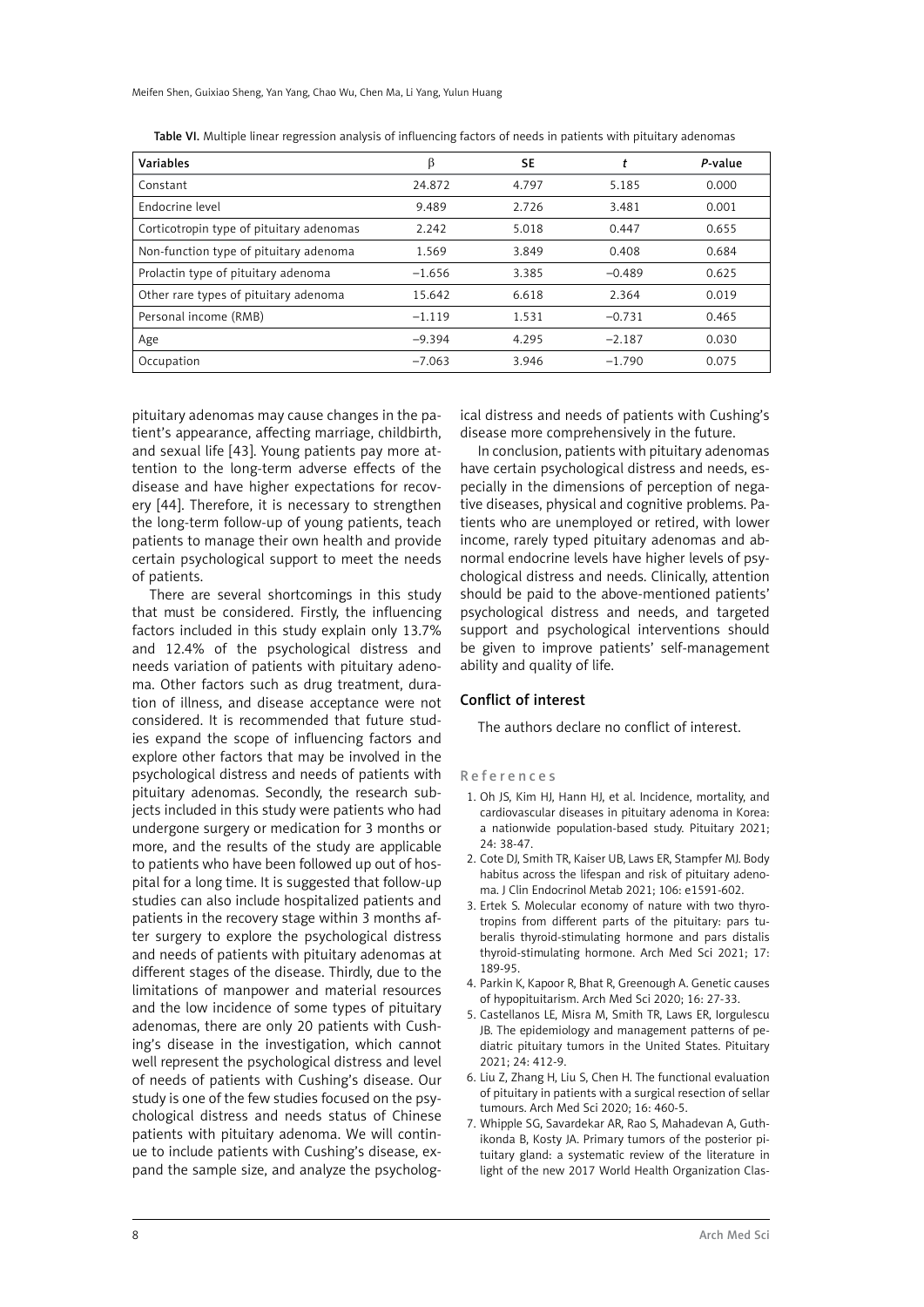Table VI. Multiple linear regression analysis of influencing factors of needs in patients with pituitary adenomas

| Variables | β | SE | *t* | *P*-value |
|---|---|---|---|---|
| Constant | 24.872 | 4.797 | 5.185 | 0.000 |
| Endocrine level | 9.489 | 2.726 | 3.481 | 0.001 |
| Corticotropin type of pituitary adenomas | 2.242 | 5.018 | 0.447 | 0.655 |
| Non-function type of pituitary adenoma | 1.569 | 3.849 | 0.408 | 0.684 |
| Prolactin type of pituitary adenoma | –1.656 | 3.385 | –0.489 | 0.625 |
| Other rare types of pituitary adenoma | 15.642 | 6.618 | 2.364 | 0.019 |
| Personal income (RMB) | –1.119 | 1.531 | –0.731 | 0.465 |
| Age | –9.394 | 4.295 | –2.187 | 0.030 |
| Occupation | –7.063 | 3.946 | –1.790 | 0.075 |

pituitary adenomas may cause changes in the patient's appearance, affecting marriage, childbirth, and sexual life [43]. Young patients pay more attention to the long-term adverse effects of the disease and have higher expectations for recovery [44]. Therefore, it is necessary to strengthen the long-term follow-up of young patients, teach patients to manage their own health and provide certain psychological support to meet the needs of patients.

There are several shortcomings in this study that must be considered. Firstly, the influencing factors included in this study explain only 13.7% and 12.4% of the psychological distress and needs variation of patients with pituitary adenoma. Other factors such as drug treatment, duration of illness, and disease acceptance were not considered. It is recommended that future studies expand the scope of influencing factors and explore other factors that may be involved in the psychological distress and needs of patients with pituitary adenomas. Secondly, the research subjects included in this study were patients who had undergone surgery or medication for 3 months or more, and the results of the study are applicable to patients who have been followed up out of hospital for a long time. It is suggested that follow-up studies can also include hospitalized patients and patients in the recovery stage within 3 months after surgery to explore the psychological distress and needs of patients with pituitary adenomas at different stages of the disease. Thirdly, due to the limitations of manpower and material resources and the low incidence of some types of pituitary adenomas, there are only 20 patients with Cushing's disease in the investigation, which cannot well represent the psychological distress and level of needs of patients with Cushing's disease. Our study is one of the few studies focused on the psychological distress and needs status of Chinese patients with pituitary adenoma. We will continue to include patients with Cushing's disease, expand the sample size, and analyze the psychological distress and needs of patients with Cushing's disease more comprehensively in the future.

In conclusion, patients with pituitary adenomas have certain psychological distress and needs, especially in the dimensions of perception of negative diseases, physical and cognitive problems. Patients who are unemployed or retired, with lower income, rarely typed pituitary adenomas and abnormal endocrine levels have higher levels of psychological distress and needs. Clinically, attention should be paid to the above-mentioned patients' psychological distress and needs, and targeted support and psychological interventions should be given to improve patients' self-management ability and quality of life.

## Conflict of interest

The authors declare no conflict of interest.

## References

1. Oh JS, Kim HJ, Hann HJ, et al. Incidence, mortality, and cardiovascular diseases in pituitary adenoma in Korea: a nationwide population-based study. Pituitary 2021; 24: 38-47.
2. Cote DJ, Smith TR, Kaiser UB, Laws ER, Stampfer MJ. Body habitus across the lifespan and risk of pituitary adenoma. J Clin Endocrinol Metab 2021; 106: e1591-602.
3. Ertek S. Molecular economy of nature with two thyrotropins from different parts of the pituitary: pars tuberalis thyroid-stimulating hormone and pars distalis thyroid-stimulating hormone. Arch Med Sci 2021; 17: 189-95.
4. Parkin K, Kapoor R, Bhat R, Greenough A. Genetic causes of hypopituitarism. Arch Med Sci 2020; 16: 27-33.
5. Castellanos LE, Misra M, Smith TR, Laws ER, Iorgulescu JB. The epidemiology and management patterns of pediatric pituitary tumors in the United States. Pituitary 2021; 24: 412-9.
6. Liu Z, Zhang H, Liu S, Chen H. The functional evaluation of pituitary in patients with a surgical resection of sellar tumours. Arch Med Sci 2020; 16: 460-5.
7. Whipple SG, Savardekar AR, Rao S, Mahadevan A, Guthikonda B, Kosty JA. Primary tumors of the posterior pituitary gland: a systematic review of the literature in light of the new 2017 World Health Organization Clas-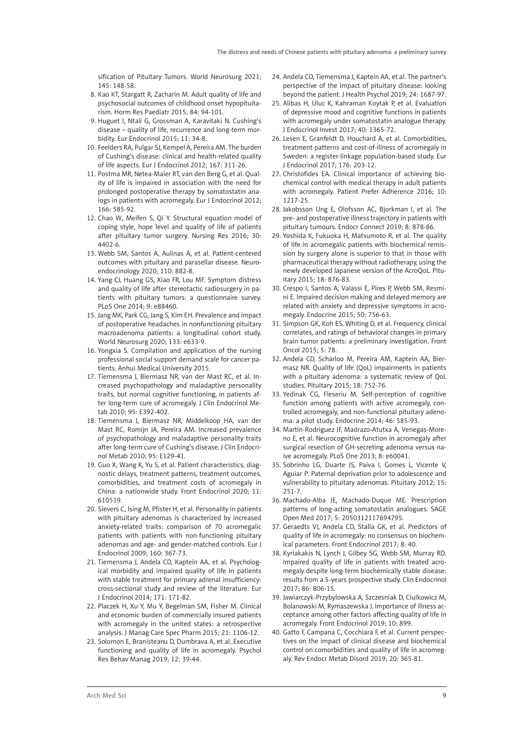sification of Pituitary Tumors. World Neurosurg 2021; 145: 148-58.

8. Kao KT, Stargatt R, Zacharin M. Adult quality of life and psychosocial outcomes of childhood onset hypopituitarism. Horm Res Paediatr 2015; 84: 94-101.
9. Huguet I, Ntali G, Grossman A, Karavitaki N. Cushing's disease – quality of life, recurrence and long-term morbidity. Eur Endocrinol 2015; 11: 34-8.
10. Feelders RA, Pulgar SJ, Kempel A, Pereira AM. The burden of Cushing's disease: clinical and health-related quality of life aspects. Eur J Endocrinol 2012; 167: 311-26.
11. Postma MR, Netea-Maier RT, van den Berg G, et al. Quality of life is impaired in association with the need for prolonged postoperative therapy by somatostatin analogs in patients with acromegaly. Eur J Endocrinol 2012; 166: 585-92.
12. Chao W, Meifen S, Qi Y. Structural equation model of coping style, hope level and quality of life of patients after pituitary tumor surgery. Nursing Res 2016; 30: 4402-6.
13. Webb SM, Santos A, Aulinas A, et al. Patient-centered outcomes with pituitary and parasellar disease. Neuroendocrinology 2020; 110: 882-8.
14. Yang CJ, Huang GS, Xiao FR, Lou MF. Symptom distress and quality of life after stereotactic radiosurgery in patients with pituitary tumors: a questionnaire survey. PLoS One 2014; 9: e88460.
15. Jang MK, Park CG, Jang S, Kim EH. Prevalence and impact of postoperative headaches in nonfunctioning pituitary macroadenoma patients: a longitudinal cohort study. World Neurosurg 2020; 133: e633-9.
16. Yongxia S. Compilation and application of the nursing professional social support demand scale for cancer patients. Anhui Medical University 2015.
17. Tiemensma J, Biermasz NR, van der Mast RC, et al. Increased psychopathology and maladaptive personality traits, but normal cognitive functioning, in patients after long-term cure of acromegaly. J Clin Endocrinol Metab 2010; 95: E392-402.
18. Tiemensma J, Biermasz NR, Middelkoop HA, van der Mast RC, Romijn JA, Pereira AM. Increased prevalence of psychopathology and maladaptive personality traits after long-term cure of Cushing's disease. J Clin Endocrinol Metab 2010; 95: E129-41.
19. Guo X, Wang K, Yu S, et al. Patient characteristics, diagnostic delays, treatment patterns, treatment outcomes, comorbidities, and treatment costs of acromegaly in China: a nationwide study. Front Endocrinol 2020; 11: 610519.
20. Sievers C, Ising M, Pfister H, et al. Personality in patients with pituitary adenomas is characterized by increased anxiety-related traits: comparison of 70 acromegalic patients with patients with non-functioning pituitary adenomas and age- and gender-matched controls. Eur J Endocrinol 2009; 160: 367-73.
21. Tiemensma J, Andela CD, Kaptein AA, et al. Psychological morbidity and impaired quality of life in patients with stable treatment for primary adrenal insufficiency: cross-sectional study and review of the literature. Eur J Endocrinol 2014; 171: 171-82.
22. Placzek H, Xu Y, Mu Y, Begelman SM, Fisher M. Clinical and economic burden of commercially insured patients with acromegaly in the united states: a retrospective analysis. J Manag Care Spec Pharm 2015; 21: 1106-12.
23. Solomon E, Branisteanu D, Dumbrava A, et al. Executive functioning and quality of life in acromegaly. Psychol Res Behav Manag 2019; 12: 39-44.
24. Andela CD, Tiemensma J, Kaptein AA, et al. The partner's perspective of the impact of pituitary disease: looking beyond the patient. J Health Psychol 2019; 24: 1687-97.
25. Alibas H, Uluc K, Kahraman Koytak P, et al. Evaluation of depressive mood and cognitive functions in patients with acromegaly under somatostatin analogue therapy. J Endocrinol Invest 2017; 40: 1365-72.
26. Lesen E, Granfeldt D, Houchard A, et al. Comorbidities, treatment patterns and cost-of-illness of acromegaly in Sweden: a register-linkage population-based study. Eur J Endocrinol 2017; 176: 203-12.
27. Christofides EA. Clinical importance of achieving biochemical control with medical therapy in adult patients with acromegaly. Patient Prefer Adherence 2016; 10: 1217-25.
28. Jakobsson Ung E, Olofsson AC, Bjorkman I, et al. The pre- and postoperative illness trajectory in patients with pituitary tumours. Endocr Connect 2019; 8: 878-86.
29. Yoshida K, Fukuoka H, Matsumoto R, et al. The quality of life in acromegalic patients with biochemical remission by surgery alone is superior to that in those with pharmaceutical therapy without radiotherapy, using the newly developed Japanese version of the AcroQoL. Pituitary 2015; 18: 876-83.
30. Crespo I, Santos A, Valassi E, Pires P, Webb SM, Resmini E. Impaired decision making and delayed memory are related with anxiety and depressive symptoms in acromegaly. Endocrine 2015; 50: 756-63.
31. Simpson GK, Koh ES, Whiting D, et al. Frequency, clinical correlates, and ratings of behavioral changes in primary brain tumor patients: a preliminary investigation. Front Oncol 2015; 5: 78.
32. Andela CD, Scharloo M, Pereira AM, Kaptein AA, Biermasz NR. Quality of life (QoL) impairments in patients with a pituitary adenoma: a systematic review of QoL studies. Pituitary 2015; 18: 752-76.
33. Yedinak CG, Fleseriu M. Self-perception of cognitive function among patients with active acromegaly, controlled acromegaly, and non-functional pituitary adenoma: a pilot study. Endocrine 2014; 46: 585-93.
34. Martin-Rodriguez JF, Madrazo-Atutxa A, Venegas-Moreno E, et al. Neurocognitive function in acromegaly after surgical resection of GH-secreting adenoma versus naive acromegaly. PLoS One 2013; 8: e60041.
35. Sobrinho LG, Duarte JS, Paiva I, Gomes L, Vicente V, Aguiar P. Paternal deprivation prior to adolescence and vulnerability to pituitary adenomas. Pituitary 2012; 15: 251-7.
36. Machado-Alba JE, Machado-Duque ME. Prescription patterns of long-acting somatostatin analogues. SAGE Open Med 2017; 5: 2050312117694795.
37. Geraedts VJ, Andela CD, Stalla GK, et al. Predictors of quality of life in acromegaly: no consensus on biochemical parameters. Front Endocrinol 2017; 8: 40.
38. Kyriakakis N, Lynch J, Gilbey SG, Webb SM, Murray RD. Impaired quality of life in patients with treated acromegaly despite long-term biochemically stable disease: results from a 5-years prospective study. Clin Endocrinol 2017; 86: 806-15.
39. Jawiarczyk-Przybylowska A, Szczesniak D, Ciulkowicz M, Bolanowski M, Rymaszewska J. Importance of illness acceptance among other factors affecting quality of life in acromegaly. Front Endocrinol 2019; 10: 899.
40. Gatto F, Campana C, Cocchiara F, et al. Current perspectives on the impact of clinical disease and biochemical control on comorbidities and quality of life in acromegaly. Rev Endocr Metab Disord 2019; 20: 365-81.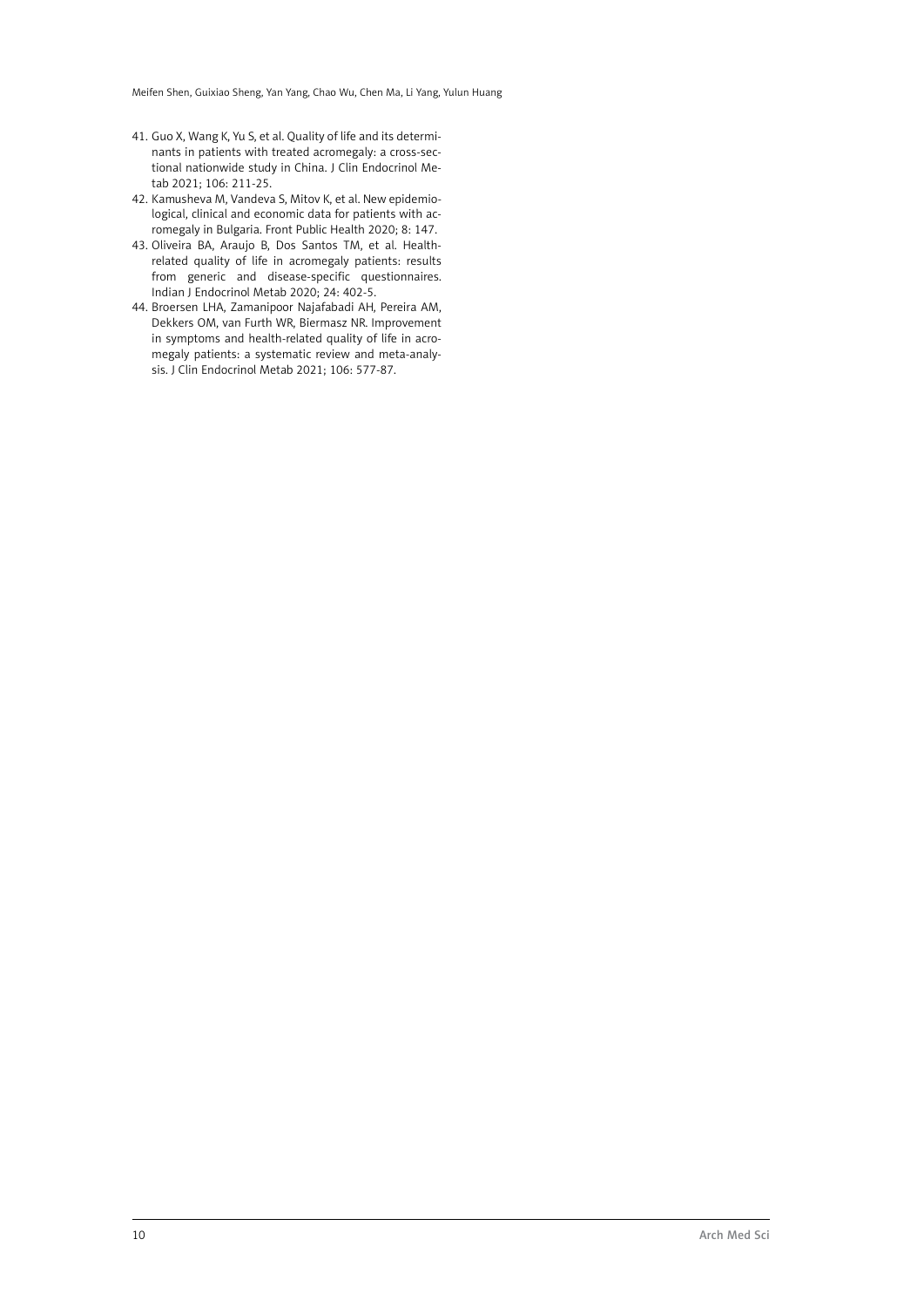41. Guo X, Wang K, Yu S, et al. Quality of life and its determinants in patients with treated acromegaly: a cross-sectional nationwide study in China. J Clin Endocrinol Metab 2021; 106: 211-25.
42. Kamusheva M, Vandeva S, Mitov K, et al. New epidemiological, clinical and economic data for patients with acromegaly in Bulgaria. Front Public Health 2020; 8: 147.
43. Oliveira BA, Araujo B, Dos Santos TM, et al. Health-related quality of life in acromegaly patients: results from generic and disease-specific questionnaires. Indian J Endocrinol Metab 2020; 24: 402-5.
44. Broersen LHA, Zamanipoor Najafabadi AH, Pereira AM, Dekkers OM, van Furth WR, Biermasz NR. Improvement in symptoms and health-related quality of life in acromegaly patients: a systematic review and meta-analysis. J Clin Endocrinol Metab 2021; 106: 577-87.